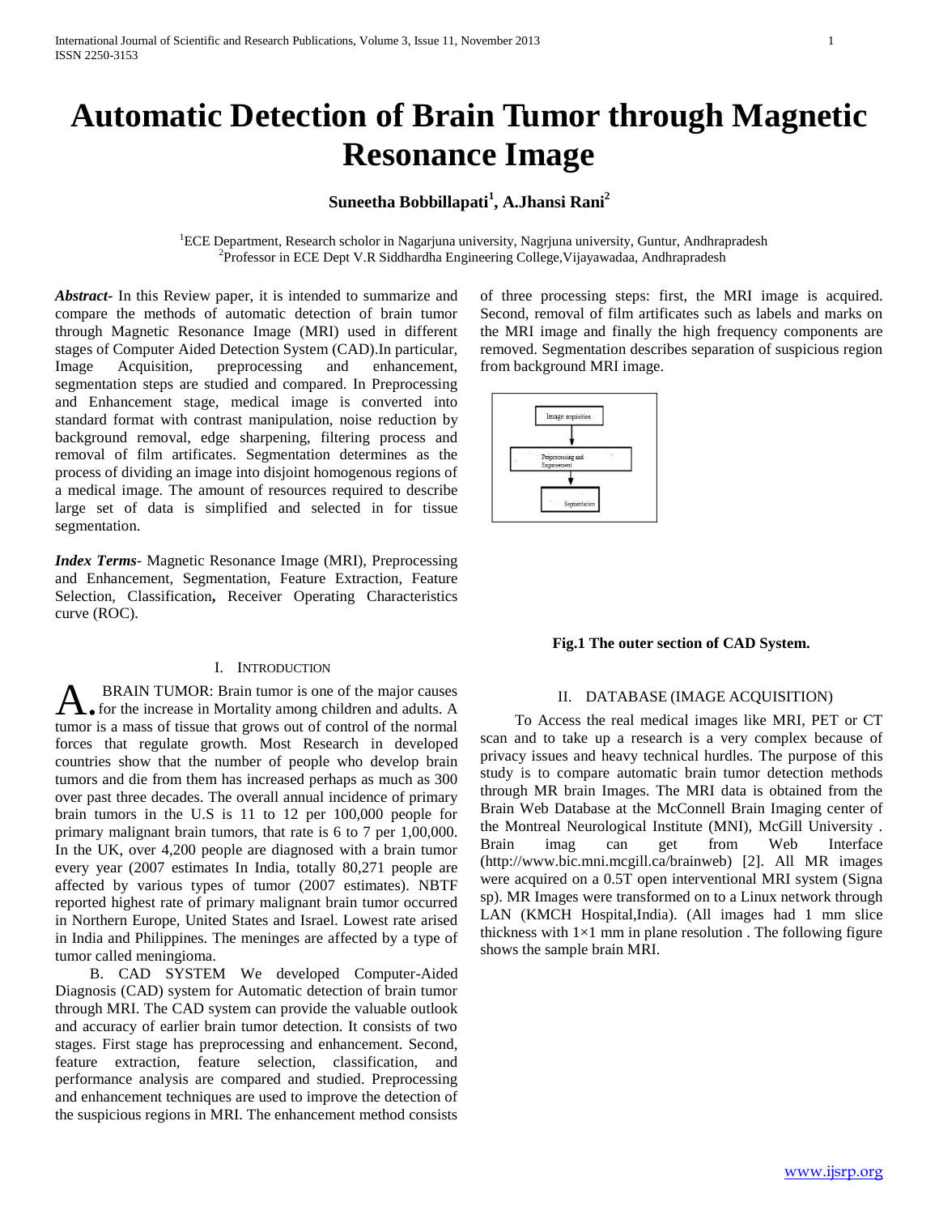# Automatic Detection of Brain Tumor through Magnetic Resonance Image

**Suneetha Bobbillapati[1], A.Jhansi Rani[2]**

[1]ECE Department, Research scholor in Nagarjuna university, Nagrjuna university, Guntur, Andhrapradesh
[2]Professor in ECE Dept V.R Siddhardha Engineering College,Vijayawadaa, Andhrapradesh

***Abstract-*** In this Review paper, it is intended to summarize and compare the methods of automatic detection of brain tumor through Magnetic Resonance Image (MRI) used in different stages of Computer Aided Detection System (CAD).In particular, Image Acquisition, preprocessing and enhancement, segmentation steps are studied and compared. In Preprocessing and Enhancement stage, medical image is converted into standard format with contrast manipulation, noise reduction by background removal, edge sharpening, filtering process and removal of film artificates. Segmentation determines as the process of dividing an image into disjoint homogenous regions of a medical image. The amount of resources required to describe large set of data is simplified and selected in for tissue segmentation.

***Index Terms***- Magnetic Resonance Image (MRI), Preprocessing and Enhancement, Segmentation, Feature Extraction, Feature Selection, Classification**,** Receiver Operating Characteristics curve (ROC).

## I. Introduction

A. BRAIN TUMOR: Brain tumor is one of the major causes for the increase in Mortality among children and adults. A tumor is a mass of tissue that grows out of control of the normal forces that regulate growth. Most Research in developed countries show that the number of people who develop brain tumors and die from them has increased perhaps as much as 300 over past three decades. The overall annual incidence of primary brain tumors in the U.S is 11 to 12 per 100,000 people for primary malignant brain tumors, that rate is 6 to 7 per 1,00,000. In the UK, over 4,200 people are diagnosed with a brain tumor every year (2007 estimates In India, totally 80,271 people are affected by various types of tumor (2007 estimates). NBTF reported highest rate of primary malignant brain tumor occurred in Northern Europe, United States and Israel. Lowest rate arised in India and Philippines. The meninges are affected by a type of tumor called meningioma.

B. CAD SYSTEM We developed Computer-Aided Diagnosis (CAD) system for Automatic detection of brain tumor through MRI. The CAD system can provide the valuable outlook and accuracy of earlier brain tumor detection. It consists of two stages. First stage has preprocessing and enhancement. Second, feature extraction, feature selection, classification, and performance analysis are compared and studied. Preprocessing and enhancement techniques are used to improve the detection of the suspicious regions in MRI. The enhancement method consists of three processing steps: first, the MRI image is acquired. Second, removal of film artificates such as labels and marks on the MRI image and finally the high frequency components are removed. Segmentation describes separation of suspicious region from background MRI image.

Image acquisition → Preprocessing and Engasement → Segmentation

**Fig.1 The outer section of CAD System.**

## II. Database (Image Acquisition)

To Access the real medical images like MRI, PET or CT scan and to take up a research is a very complex because of privacy issues and heavy technical hurdles. The purpose of this study is to compare automatic brain tumor detection methods through MR brain Images. The MRI data is obtained from the Brain Web Database at the McConnell Brain Imaging center of the Montreal Neurological Institute (MNI), McGill University . Brain imag can get from Web Interface (http://www.bic.mni.mcgill.ca/brainweb) [2]. All MR images were acquired on a 0.5T open interventional MRI system (Signa sp). MR Images were transformed on to a Linux network through LAN (KMCH Hospital,India). (All images had 1 mm slice thickness with 1×1 mm in plane resolution . The following figure shows the sample brain MRI.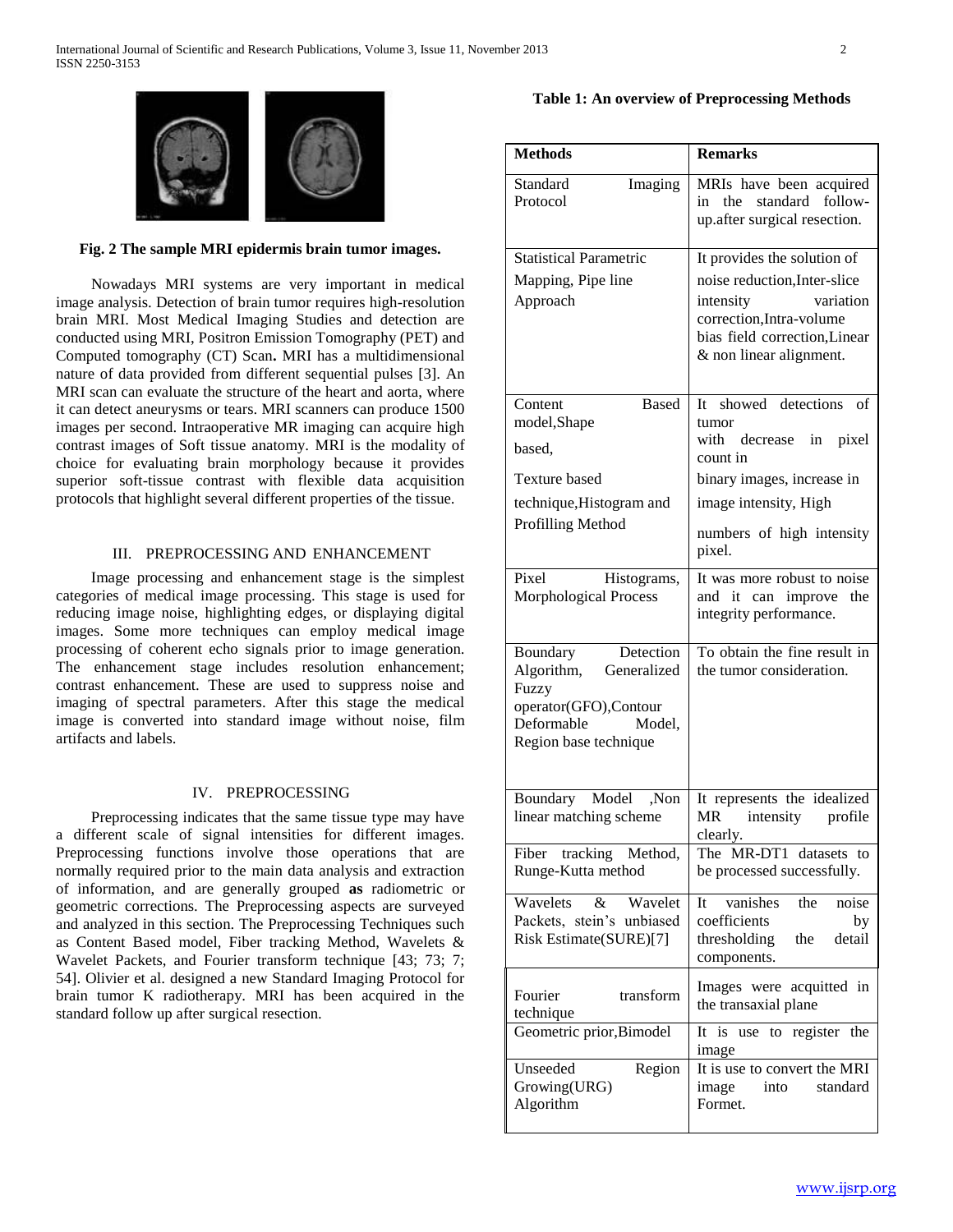Fig. 2 The sample MRI epidermis brain tumor images.

Nowadays MRI systems are very important in medical image analysis. Detection of brain tumor requires high-resolution brain MRI. Most Medical Imaging Studies and detection are conducted using MRI, Positron Emission Tomography (PET) and Computed tomography (CT) Scan**.** MRI has a multidimensional nature of data provided from different sequential pulses [3]. An MRI scan can evaluate the structure of the heart and aorta, where it can detect aneurysms or tears. MRI scanners can produce 1500 images per second. Intraoperative MR imaging can acquire high contrast images of Soft tissue anatomy. MRI is the modality of choice for evaluating brain morphology because it provides superior soft-tissue contrast with flexible data acquisition protocols that highlight several different properties of the tissue.

## III. PREPROCESSING AND ENHANCEMENT

Image processing and enhancement stage is the simplest categories of medical image processing. This stage is used for reducing image noise, highlighting edges, or displaying digital images. Some more techniques can employ medical image processing of coherent echo signals prior to image generation. The enhancement stage includes resolution enhancement; contrast enhancement. These are used to suppress noise and imaging of spectral parameters. After this stage the medical image is converted into standard image without noise, film artifacts and labels.

## IV. PREPROCESSING

Preprocessing indicates that the same tissue type may have a different scale of signal intensities for different images. Preprocessing functions involve those operations that are normally required prior to the main data analysis and extraction of information, and are generally grouped **as** radiometric or geometric corrections. The Preprocessing aspects are surveyed and analyzed in this section. The Preprocessing Techniques such as Content Based model, Fiber tracking Method, Wavelets & Wavelet Packets, and Fourier transform technique [43; 73; 7; 54]. Olivier et al. designed a new Standard Imaging Protocol for brain tumor K radiotherapy. MRI has been acquired in the standard follow up after surgical resection.

**Table 1: An overview of Preprocessing Methods**

| Methods | Remarks |
|---|---|
| Standard Imaging Protocol | MRIs have been acquired in the standard follow-up.after surgical resection. |
| Statistical Parametric Mapping, Pipe line Approach | It provides the solution of noise reduction,Inter-slice intensity variation correction,Intra-volume bias field correction,Linear & non linear alignment. |
| Content Based model,Shape based, Texture based technique,Histogram and Profilling Method | It showed detections of tumor with decrease in pixel count in binary images, increase in image intensity, High numbers of high intensity pixel. |
| Pixel Histograms, Morphological Process | It was more robust to noise and it can improve the integrity performance. |
| Boundary Detection Algorithm, Generalized Fuzzy operator(GFO),Contour Deformable Model, Region base technique | To obtain the fine result in the tumor consideration. |
| Boundary Model ,Non linear matching scheme | It represents the idealized MR intensity profile clearly. |
| Fiber tracking Method, Runge-Kutta method | The MR-DT1 datasets to be processed successfully. |
| Wavelets & Wavelet Packets, stein's unbiased Risk Estimate(SURE)[7] | It vanishes the noise coefficients by thresholding the detail components. |
| Fourier transform technique | Images were acquitted in the transaxial plane |
| Geometric prior,Bimodel | It is use to register the image |
| Unseeded Region Growing(URG) Algorithm | It is use to convert the MRI image into standard Formet. |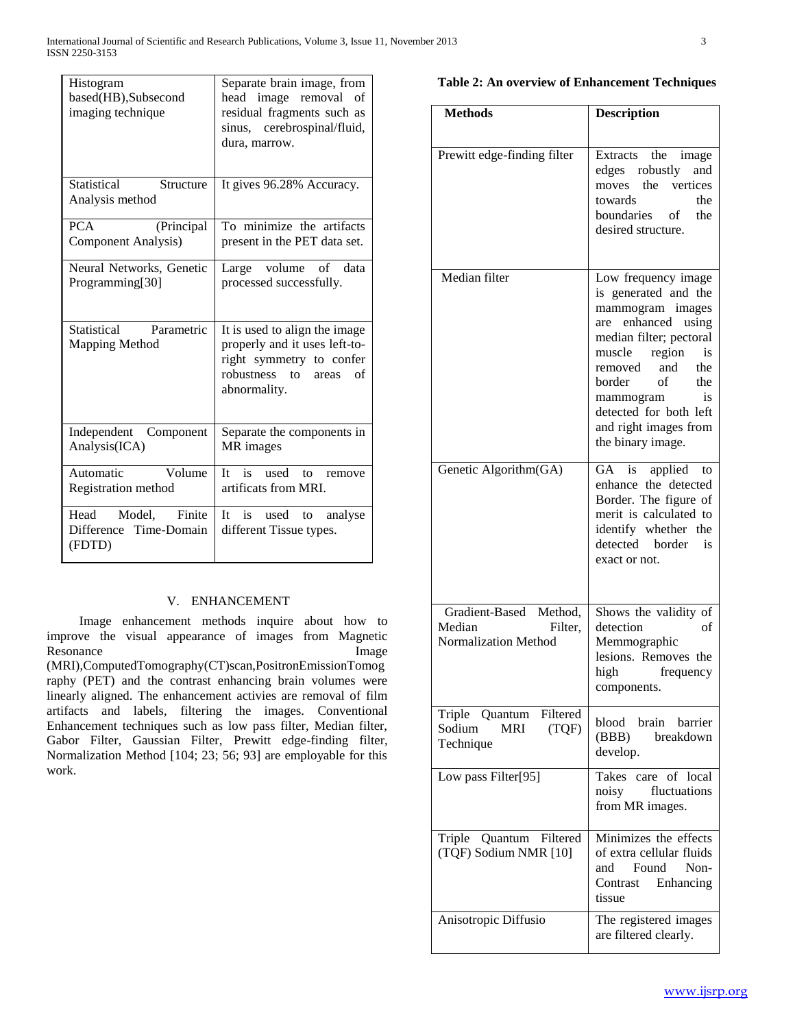| Histogram based(HB),Subsecond imaging technique | Separate brain image, from head image removal of residual fragments such as sinus, cerebrospinal/fluid, dura, marrow. |
|---|---|
| Statistical Structure Analysis method | It gives 96.28% Accuracy. |
| PCA (Principal Component Analysis) | To minimize the artifacts present in the PET data set. |
| Neural Networks, Genetic Programming[30] | Large volume of data processed successfully. |
| Statistical Parametric Mapping Method | It is used to align the image properly and it uses left-to-right symmetry to confer robustness to areas of abnormality. |
| Independent Component Analysis(ICA) | Separate the components in MR images |
| Automatic Volume Registration method | It is used to remove artificats from MRI. |
| Head Model, Finite Difference Time-Domain (FDTD) | It is used to analyse different Tissue types. |

## V. ENHANCEMENT

Image enhancement methods inquire about how to improve the visual appearance of images from Magnetic Resonance Image (MRI),ComputedTomography(CT)scan,PositronEmissionTomography (PET) and the contrast enhancing brain volumes were linearly aligned. The enhancement activies are removal of film artifacts and labels, filtering the images. Conventional Enhancement techniques such as low pass filter, Median filter, Gabor Filter, Gaussian Filter, Prewitt edge-finding filter, Normalization Method [104; 23; 56; 93] are employable for this work.

**Table 2: An overview of Enhancement Techniques**

| Methods | Description |
|---|---|
| Prewitt edge-finding filter | Extracts the image edges robustly and moves the vertices towards the boundaries of the desired structure. |
| Median filter | Low frequency image is generated and the mammogram images are enhanced using median filter; pectoral muscle region is removed and the border of the mammogram is detected for both left and right images from the binary image. |
| Genetic Algorithm(GA) | GA is applied to enhance the detected Border. The figure of merit is calculated to identify whether the detected border is exact or not. |
| Gradient-Based Method, Median Filter, Normalization Method | Shows the validity of detection of Memmographic lesions. Removes the high frequency components. |
| Triple Quantum Filtered Sodium MRI (TQF) Technique | blood brain barrier (BBB) breakdown develop. |
| Low pass Filter[95] | Takes care of local noisy fluctuations from MR images. |
| Triple Quantum Filtered (TQF) Sodium NMR [10] | Minimizes the effects of extra cellular fluids and Found Non-Contrast Enhancing tissue |
| Anisotropic Diffusio | The registered images are filtered clearly. |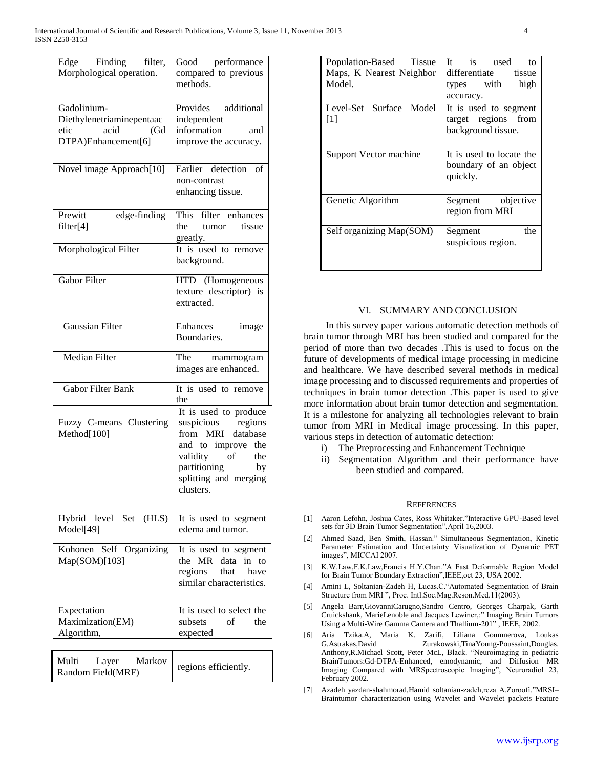| | |
|---|---|
| Edge Finding filter, Morphological operation. | Good performance compared to previous methods. |
| Gadolinium-Diethylenetriaminepentaacetic acid (Gd DTPA)Enhancement[6] | Provides additional independent information and improve the accuracy. |
| Novel image Approach[10] | Earlier detection of non-contrast enhancing tissue. |
| Prewitt edge-finding filter[4] | This filter enhances the tumor tissue greatly. |
| Morphological Filter | It is used to remove background. |
| Gabor Filter | HTD (Homogeneous texture descriptor) is extracted. |
| Gaussian Filter | Enhances image Boundaries. |
| Median Filter | The mammogram images are enhanced. |
| Gabor Filter Bank | It is used to remove the |
| Fuzzy C-means Clustering Method[100] | It is used to produce suspicious regions from MRI database and to improve the validity of the partitioning by splitting and merging clusters. |
| Hybrid level Set (HLS) Model[49] | It is used to segment edema and tumor. |
| Kohonen Self Organizing Map(SOM)[103] | It is used to segment the MR data in to regions that have similar characteristics. |
| Expectation Maximization(EM) Algorithm, | It is used to select the subsets of the expected |
| Multi Layer Markov Random Field(MRF) | regions efficiently. |
| Population-Based Tissue Maps, K Nearest Neighbor Model. | It is used to differentiate tissue types with high accuracy. |
| Level-Set Surface Model [1] | It is used to segment target regions from background tissue. |
| Support Vector machine | It is used to locate the boundary of an object quickly. |
| Genetic Algorithm | Segment objective region from MRI |
| Self organizing Map(SOM) | Segment the suspicious region. |

## VI. Summary and Conclusion

In this survey paper various automatic detection methods of brain tumor through MRI has been studied and compared for the period of more than two decades .This is used to focus on the future of developments of medical image processing in medicine and healthcare. We have described several methods in medical image processing and to discussed requirements and properties of techniques in brain tumor detection .This paper is used to give more information about brain tumor detection and segmentation. It is a milestone for analyzing all technologies relevant to brain tumor from MRI in Medical image processing. In this paper, various steps in detection of automatic detection:

i) The Preprocessing and Enhancement Technique
ii) Segmentation Algorithm and their performance have been studied and compared.

## References

[1] Aaron Lefohn, Joshua Cates, Ross Whitaker."Interactive GPU-Based level sets for 3D Brain Tumor Segmentation",April 16,2003.

[2] Ahmed Saad, Ben Smith, Hassan." Simultaneous Segmentation, Kinetic Parameter Estimation and Uncertainty Visualization of Dynamic PET images", MICCAI 2007.

[3] K.W.Law,F.K.Law,Francis H.Y.Chan."A Fast Deformable Region Model for Brain Tumor Boundary Extraction",IEEE,oct 23, USA 2002.

[4] Amini L, Soltanian-Zadeh H, Lucas.C."Automated Segmentation of Brain Structure from MRI ", Proc. Intl.Soc.Mag.Reson.Med.11(2003).

[5] Angela Barr,GiovanniCarugno,Sandro Centro, Georges Charpak, Garth Cruickshank, MarieLenoble and Jacques Lewiner,:" Imaging Brain Tumors Using a Multi-Wire Gamma Camera and Thallium-201" , IEEE, 2002.

[6] Aria Tzika.A, Maria K. Zarifi, Liliana Goumnerova, Loukas G.Astrakas,David Zurakowski,TinaYoung-Poussaint,Douglas. Anthony,R.Michael Scott, Peter McL, Black. "Neuroimaging in pediatric BrainTumors:Gd-DTPA-Enhanced, emodynamic, and Diffusion MR Imaging Compared with MRSpectroscopic Imaging", Neuroradiol 23, February 2002.

[7] Azadeh yazdan-shahmorad,Hamid soltanian-zadeh,reza A.Zoroofi."MRSI– Braintumor characterization using Wavelet and Wavelet packets Feature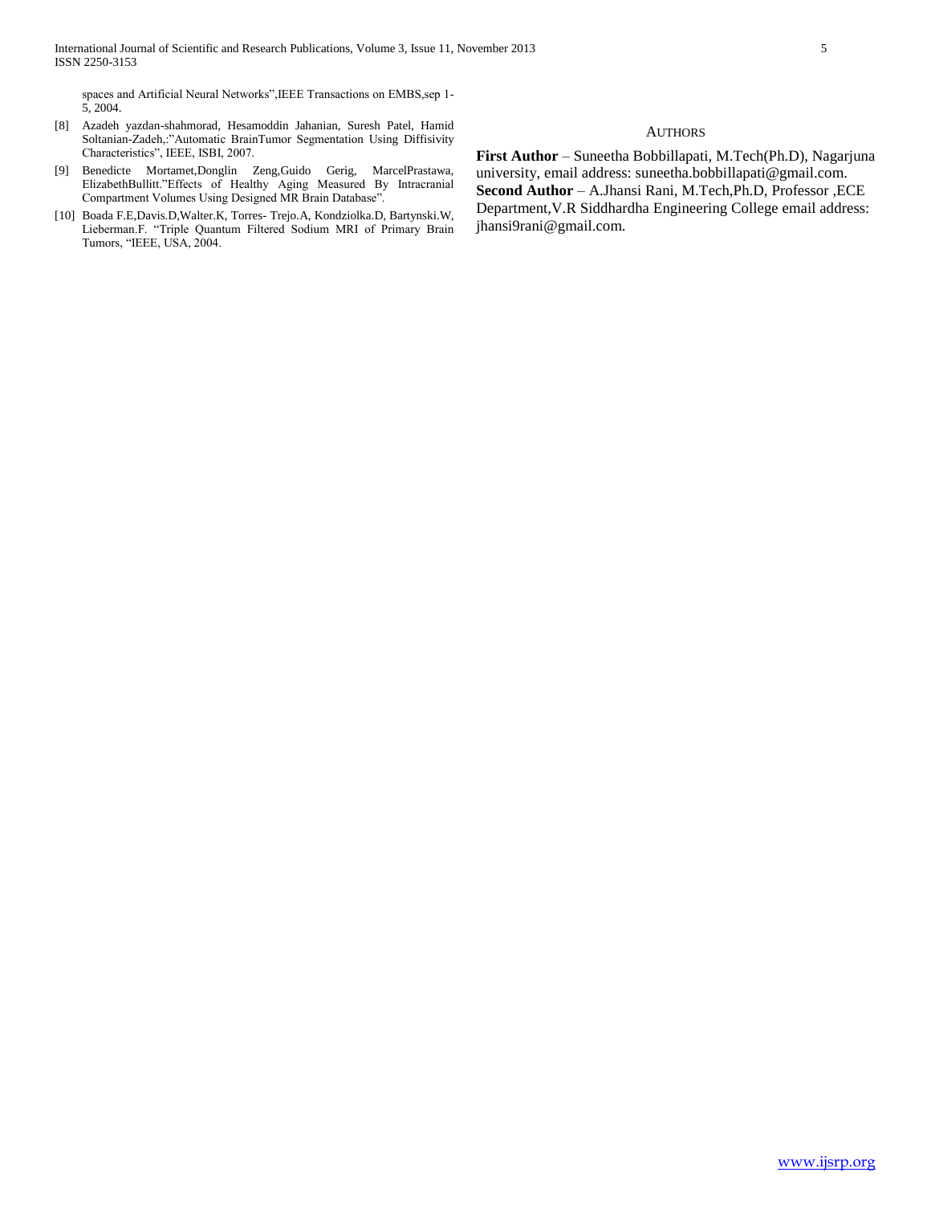spaces and Artificial Neural Networks",IEEE Transactions on EMBS,sep 1-5, 2004.

[8] Azadeh yazdan-shahmorad, Hesamoddin Jahanian, Suresh Patel, Hamid Soltanian-Zadeh,:"Automatic BrainTumor Segmentation Using Diffisivity Characteristics", IEEE, ISBI, 2007.

[9] Benedicte Mortamet,Donglin Zeng,Guido Gerig, MarcelPrastawa, ElizabethBullitt."Effects of Healthy Aging Measured By Intracranial Compartment Volumes Using Designed MR Brain Database".

[10] Boada F.E,Davis.D,Walter.K, Torres- Trejo.A, Kondziolka.D, Bartynski.W, Lieberman.F. "Triple Quantum Filtered Sodium MRI of Primary Brain Tumors, "IEEE, USA, 2004.

## AUTHORS

**First Author** – Suneetha Bobbillapati, M.Tech(Ph.D), Nagarjuna university, email address: suneetha.bobbillapati@gmail.com.

**Second Author** – A.Jhansi Rani, M.Tech,Ph.D, Professor ,ECE Department,V.R Siddhardha Engineering College email address: jhansi9rani@gmail.com.